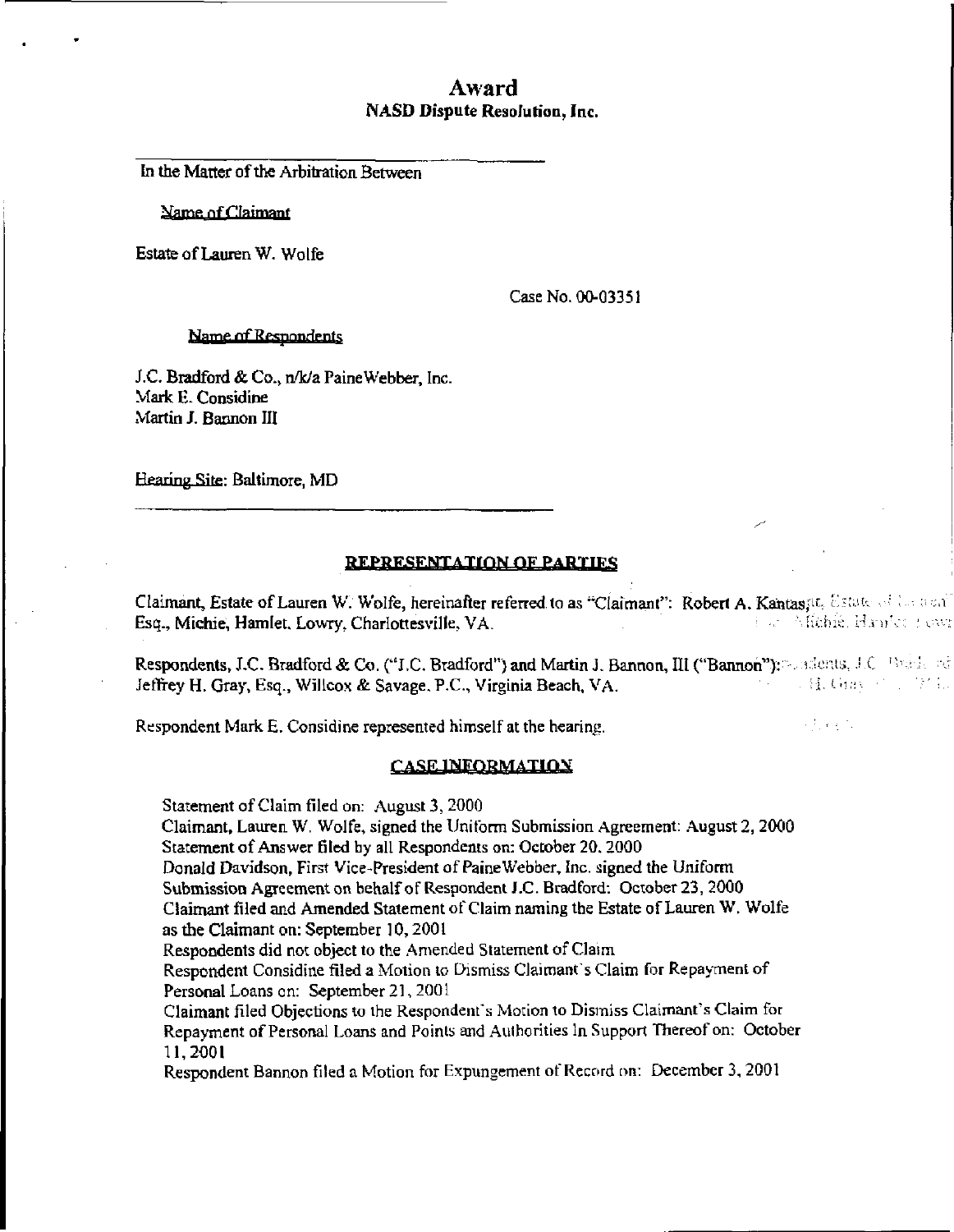# Award

## NASD Dispute Resolution, Inc.

In the Matter of the Arbitration Between

Name of Claimant

Estate of Lauren W. Wolfe

Case No. 00-03351

Name of Respondents

J.C. Bradford & Co., n/k/a PaineWebber, Inc.
Mark E. Considine
Martin J. Bannon III

Hearing Site: Baltimore, MD

### REPRESENTATION OF PARTIES

Claimant, Estate of Lauren W. Wolfe, hereinafter referred to as "Claimant": Robert A. Kantas, Esq., Michie, Hamlet, Lowry, Charlottesville, VA.

Respondents, J.C. Bradford & Co. ("J.C. Bradford") and Martin J. Bannon, III ("Bannon"): Jeffrey H. Gray, Esq., Willcox & Savage, P.C., Virginia Beach, VA.

Respondent Mark E. Considine represented himself at the hearing.

### CASE INFORMATION

Statement of Claim filed on: August 3, 2000
Claimant, Lauren W. Wolfe, signed the Uniform Submission Agreement: August 2, 2000
Statement of Answer filed by all Respondents on: October 20, 2000
Donald Davidson, First Vice-President of PaineWebber, Inc. signed the Uniform Submission Agreement on behalf of Respondent J.C. Bradford: October 23, 2000
Claimant filed and Amended Statement of Claim naming the Estate of Lauren W. Wolfe as the Claimant on: September 10, 2001
Respondents did not object to the Amended Statement of Claim
Respondent Considine filed a Motion to Dismiss Claimant's Claim for Repayment of Personal Loans on: September 21, 2001
Claimant filed Objections to the Respondent's Motion to Dismiss Claimant's Claim for Repayment of Personal Loans and Points and Authorities In Support Thereof on: October 11, 2001
Respondent Bannon filed a Motion for Expungement of Record on: December 3, 2001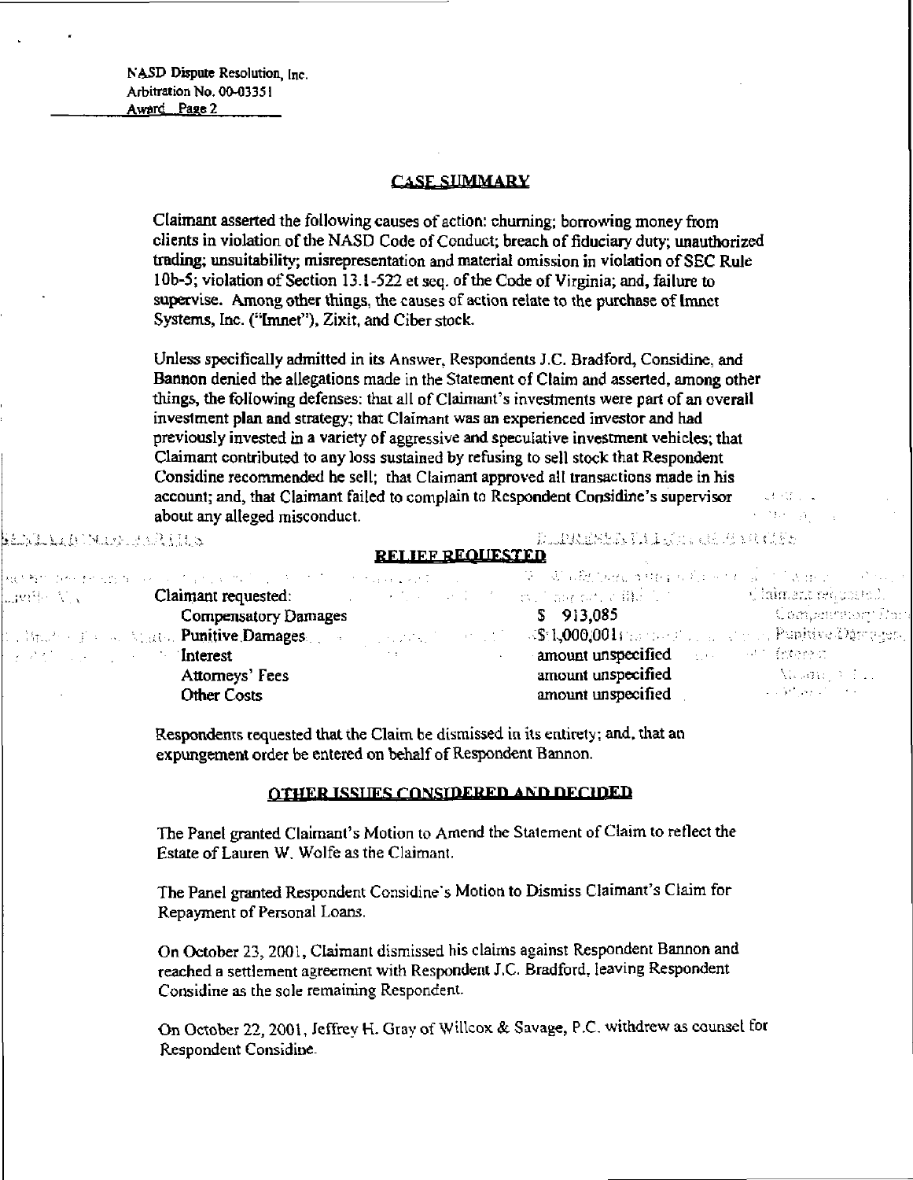NASD Dispute Resolution, Inc.
Arbitration No. 00-03351
Award Page 2

## CASE SUMMARY

Claimant asserted the following causes of action: churning; borrowing money from clients in violation of the NASD Code of Conduct; breach of fiduciary duty; unauthorized trading; unsuitability; misrepresentation and material omission in violation of SEC Rule 10b-5; violation of Section 13.1-522 et seq. of the Code of Virginia; and, failure to supervise. Among other things, the causes of action relate to the purchase of Imnet Systems, Inc. ("Imnet"), Zixit, and Ciber stock.

Unless specifically admitted in its Answer, Respondents J.C. Bradford, Considine, and Bannon denied the allegations made in the Statement of Claim and asserted, among other things, the following defenses: that all of Claimant's investments were part of an overall investment plan and strategy; that Claimant was an experienced investor and had previously invested in a variety of aggressive and speculative investment vehicles; that Claimant contributed to any loss sustained by refusing to sell stock that Respondent Considine recommended he sell; that Claimant approved all transactions made in his account; and, that Claimant failed to complain to Respondent Considine's supervisor about any alleged misconduct.

## RELIEF REQUESTED

Claimant requested:

| | |
|---|---|
| Compensatory Damages | $ 913,085 |
| Punitive Damages | $1,000,001 |
| Interest | amount unspecified |
| Attorneys' Fees | amount unspecified |
| Other Costs | amount unspecified |

Respondents requested that the Claim be dismissed in its entirety; and, that an expungement order be entered on behalf of Respondent Bannon.

## OTHER ISSUES CONSIDERED AND DECIDED

The Panel granted Claimant's Motion to Amend the Statement of Claim to reflect the Estate of Lauren W. Wolfe as the Claimant.

The Panel granted Respondent Considine's Motion to Dismiss Claimant's Claim for Repayment of Personal Loans.

On October 23, 2001, Claimant dismissed his claims against Respondent Bannon and reached a settlement agreement with Respondent J.C. Bradford, leaving Respondent Considine as the sole remaining Respondent.

On October 22, 2001, Jeffrey H. Gray of Willcox & Savage, P.C. withdrew as counsel for Respondent Considine.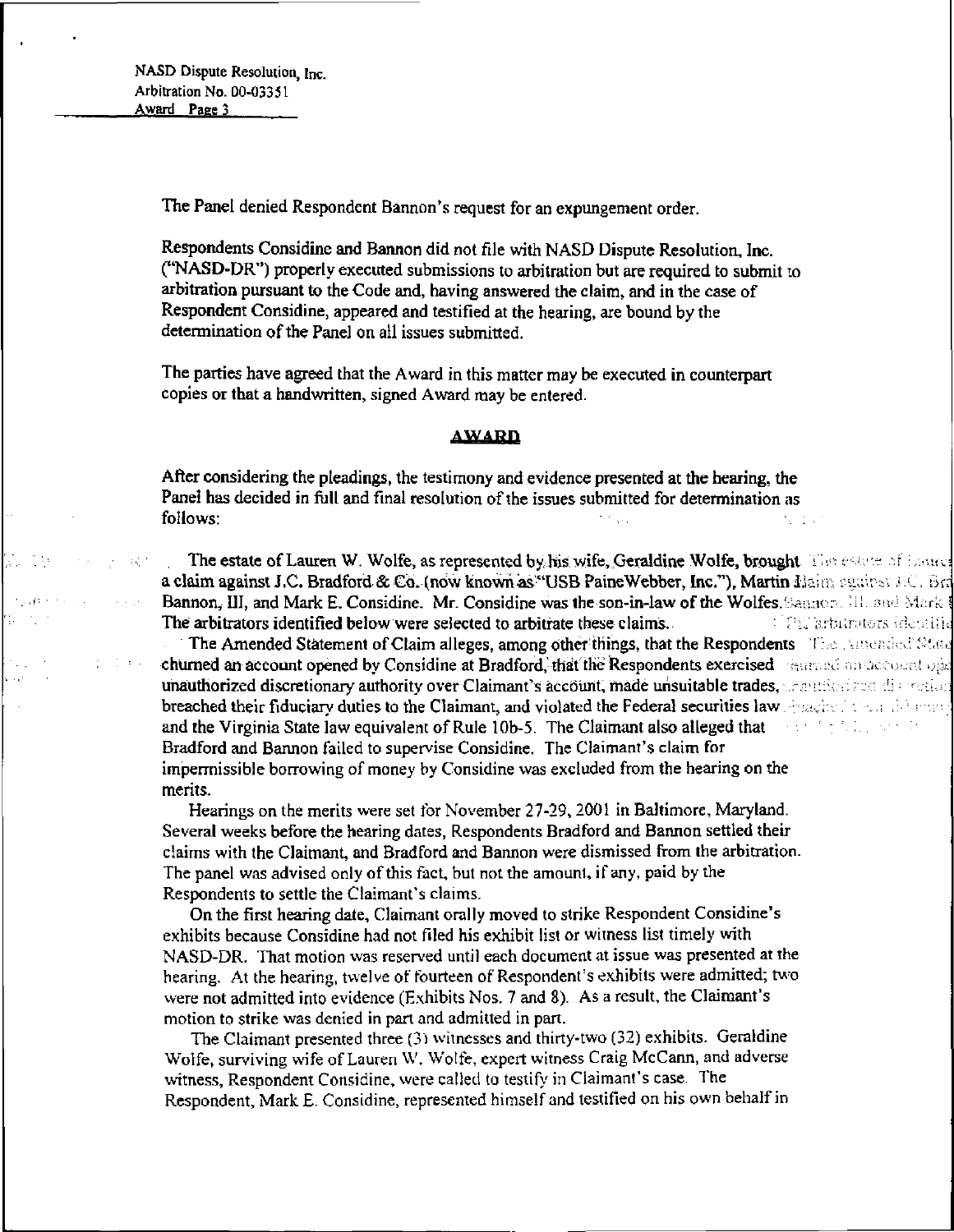The Panel denied Respondent Bannon's request for an expungement order.

Respondents Considine and Bannon did not file with NASD Dispute Resolution, Inc. ("NASD-DR") properly executed submissions to arbitration but are required to submit to arbitration pursuant to the Code and, having answered the claim, and in the case of Respondent Considine, appeared and testified at the hearing, are bound by the determination of the Panel on all issues submitted.

The parties have agreed that the Award in this matter may be executed in counterpart copies or that a handwritten, signed Award may be entered.

## AWARD

After considering the pleadings, the testimony and evidence presented at the hearing, the Panel has decided in full and final resolution of the issues submitted for determination as follows:

The estate of Lauren W. Wolfe, as represented by his wife, Geraldine Wolfe, brought a claim against J.C. Bradford & Co. (now known as "USB PaineWebber, Inc."), Martin Bannon, III, and Mark E. Considine. Mr. Considine was the son-in-law of the Wolfes. The arbitrators identified below were selected to arbitrate these claims.

The Amended Statement of Claim alleges, among other things, that the Respondents churned an account opened by Considine at Bradford, that the Respondents exercised unauthorized discretionary authority over Claimant's account, made unsuitable trades, breached their fiduciary duties to the Claimant, and violated the Federal securities law and the Virginia State law equivalent of Rule 10b-5. The Claimant also alleged that Bradford and Bannon failed to supervise Considine. The Claimant's claim for impermissible borrowing of money by Considine was excluded from the hearing on the merits.

Hearings on the merits were set for November 27-29, 2001 in Baltimore, Maryland. Several weeks before the hearing dates, Respondents Bradford and Bannon settled their claims with the Claimant, and Bradford and Bannon were dismissed from the arbitration. The panel was advised only of this fact, but not the amount, if any, paid by the Respondents to settle the Claimant's claims.

On the first hearing date, Claimant orally moved to strike Respondent Considine's exhibits because Considine had not filed his exhibit list or witness list timely with NASD-DR. That motion was reserved until each document at issue was presented at the hearing. At the hearing, twelve of fourteen of Respondent's exhibits were admitted; two were not admitted into evidence (Exhibits Nos. 7 and 8). As a result, the Claimant's motion to strike was denied in part and admitted in part.

The Claimant presented three (3) witnesses and thirty-two (32) exhibits. Geraldine Wolfe, surviving wife of Lauren W. Wolfe, expert witness Craig McCann, and adverse witness, Respondent Considine, were called to testify in Claimant's case. The Respondent, Mark E. Considine, represented himself and testified on his own behalf in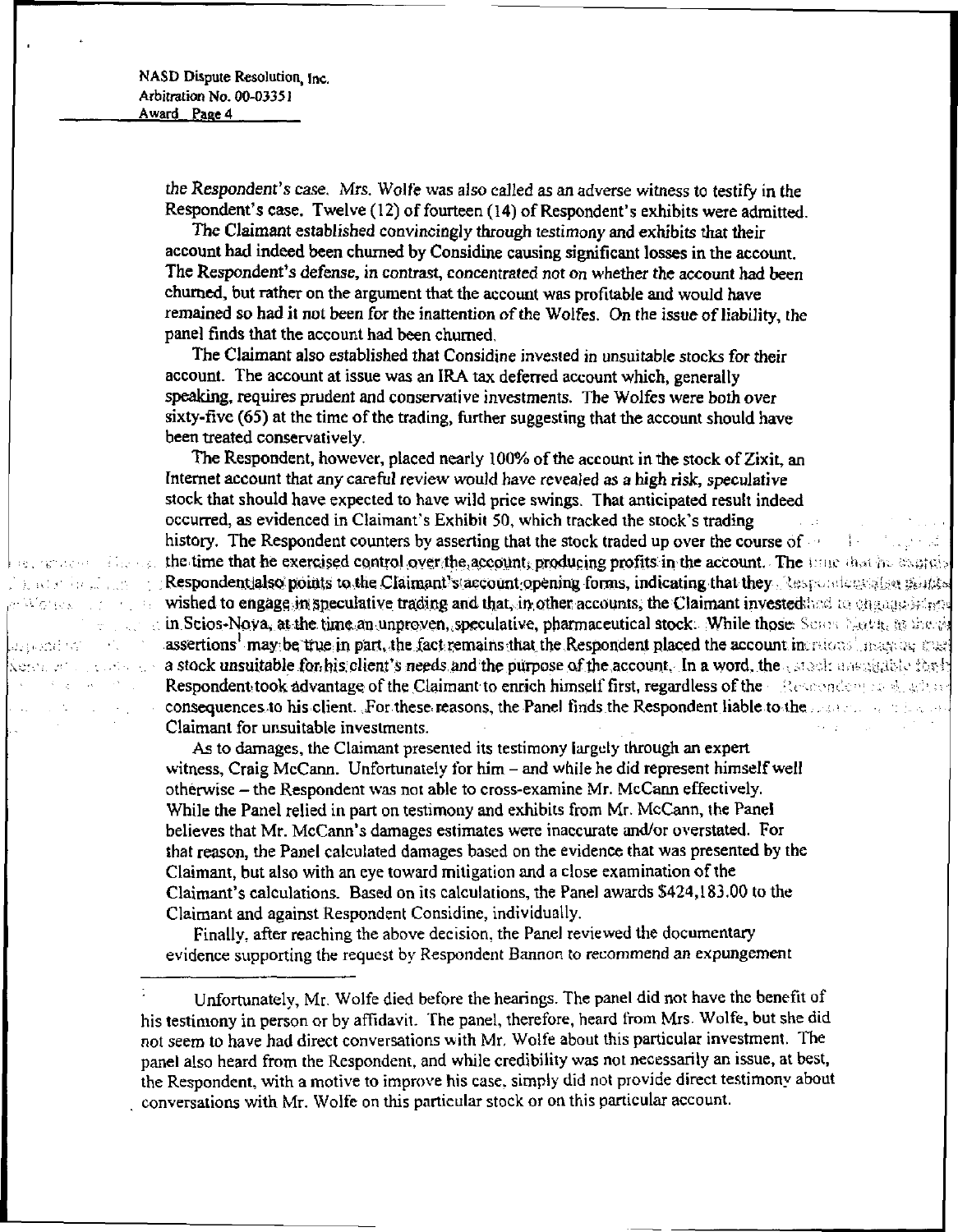the *Respondent's case*. Mrs. Wolfe was also called as an adverse witness to testify in the Respondent's case. Twelve (12) of fourteen (14) of Respondent's exhibits were admitted.

The Claimant established convincingly through testimony and exhibits that their account had indeed been churned by Considine causing significant losses in the account. The Respondent's defense, in contrast, concentrated not on whether the account had been churned, but rather on the argument that the account was profitable and would have remained so had it not been for the inattention of the Wolfes. On the issue of liability, the panel finds that the account had been churned.

The Claimant also established that Considine invested in unsuitable stocks for their account. The account at issue was an IRA tax deferred account which, generally speaking, requires prudent and conservative investments. The Wolfes were both over sixty-five (65) at the time of the trading, further suggesting that the account should have been treated conservatively.

The Respondent, however, placed nearly 100% of the account in the stock of Zixit, an Internet account that any careful review would have revealed as a high risk, speculative stock that should have expected to have wild price swings. That anticipated result indeed occurred, as evidenced in Claimant's Exhibit 50, which tracked the stock's trading history. The Respondent counters by asserting that the stock traded up over the course of the time that he exercised control over the account, producing profits in the account. The Respondent also points to the Claimant's account opening forms, indicating that they wished to engage in speculative trading and that, in other accounts, the Claimant invested in Scios-Nova, at the time an unproven, speculative, pharmaceutical stock. While those assertions[1] may be true in part, the fact remains that the Respondent placed the account in a stock unsuitable for his client's needs and the purpose of the account. In a word, the Respondent took advantage of the Claimant to enrich himself first, regardless of the consequences to his client. For these reasons, the Panel finds the Respondent liable to the Claimant for unsuitable investments.

As to damages, the Claimant presented its testimony largely through an expert witness, Craig McCann. Unfortunately for him – and while he did represent himself well otherwise – the Respondent was not able to cross-examine Mr. McCann effectively. While the Panel relied in part on testimony and exhibits from Mr. McCann, the Panel believes that Mr. McCann's damages estimates were inaccurate and/or overstated. For that reason, the Panel calculated damages based on the evidence that was presented by the Claimant, but also with an eye toward mitigation and a close examination of the Claimant's calculations. Based on its calculations, the Panel awards $424,183.00 to the Claimant and against Respondent Considine, individually.

Finally, after reaching the above decision, the Panel reviewed the documentary evidence supporting the request by Respondent Bannon to recommend an expungement

---

[1] Unfortunately, Mr. Wolfe died before the hearings. The panel did not have the benefit of his testimony in person or by affidavit. The panel, therefore, heard from Mrs. Wolfe, but she did not seem to have had direct conversations with Mr. Wolfe about this particular investment. The panel also heard from the Respondent, and while credibility was not necessarily an issue, at best, the Respondent, with a motive to improve his case, simply did not provide direct testimony about conversations with Mr. Wolfe on this particular stock or on this particular account.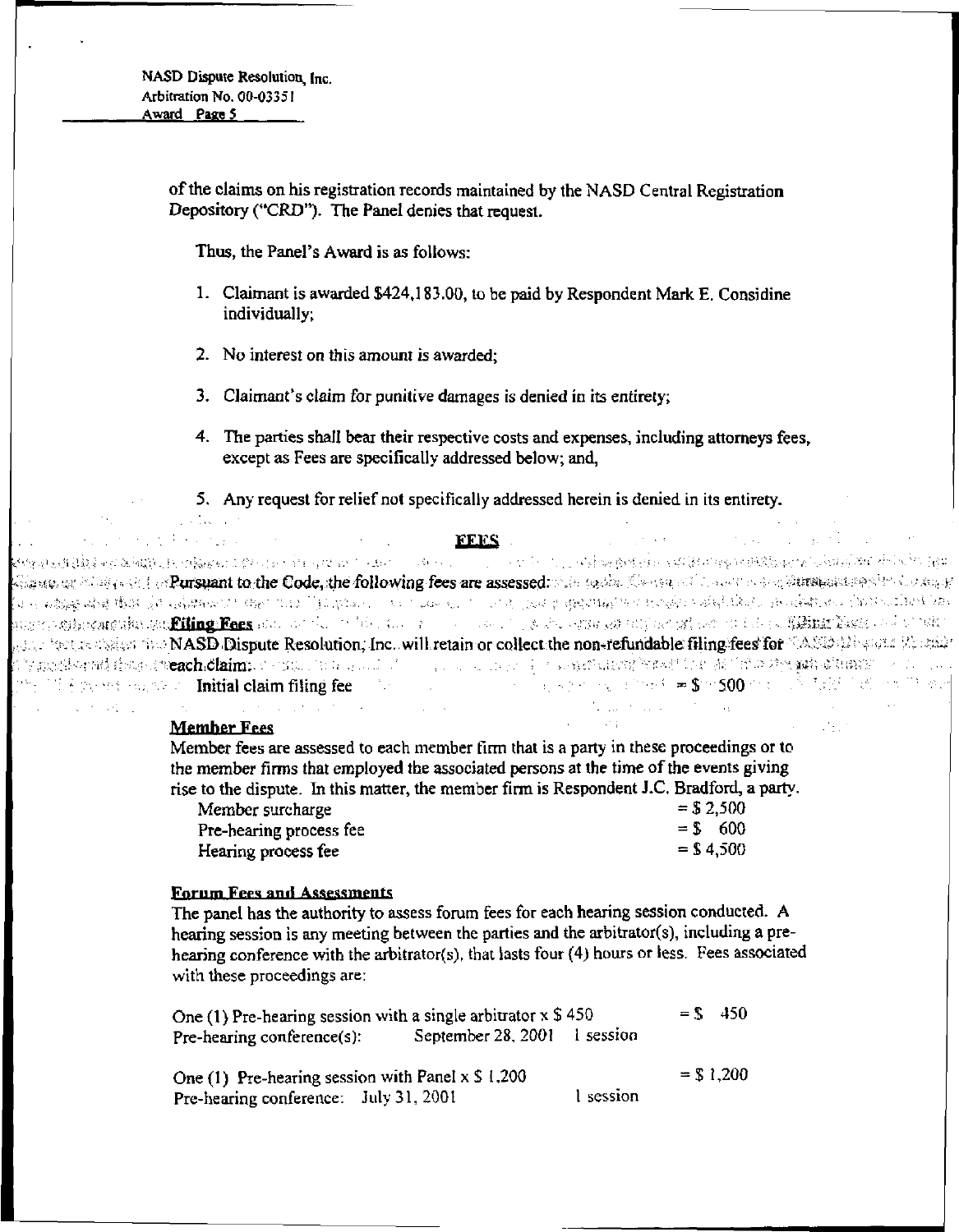of the claims on his registration records maintained by the NASD Central Registration Depository ("CRD"). The Panel denies that request.

Thus, the Panel's Award is as follows:

1. Claimant is awarded $424,183.00, to be paid by Respondent Mark E. Considine individually;
2. No interest on this amount is awarded;
3. Claimant's claim for punitive damages is denied in its entirety;
4. The parties shall bear their respective costs and expenses, including attorneys fees, except as Fees are specifically addressed below; and,
5. Any request for relief not specifically addressed herein is denied in its entirety.

## FEES

Pursuant to the Code, the following fees are assessed:

**Filing Fees**

NASD Dispute Resolution, Inc. will retain or collect the non-refundable filing fees for each claim:

| | |
|---|---|
| Initial claim filing fee | = $ 500 |

**Member Fees**

Member fees are assessed to each member firm that is a party in these proceedings or to the member firms that employed the associated persons at the time of the events giving rise to the dispute. In this matter, the member firm is Respondent J.C. Bradford, a party.

| | |
|---|---|
| Member surcharge | = $ 2,500 |
| Pre-hearing process fee | = $ 600 |
| Hearing process fee | = $ 4,500 |

**Forum Fees and Assessments**

The panel has the authority to assess forum fees for each hearing session conducted. A hearing session is any meeting between the parties and the arbitrator(s), including a pre-hearing conference with the arbitrator(s), that lasts four (4) hours or less. Fees associated with these proceedings are:

One (1) Pre-hearing session with a single arbitrator x $ 450 = $ 450
Pre-hearing conference(s): September 28, 2001 1 session

One (1) Pre-hearing session with Panel x $ 1,200 = $ 1,200
Pre-hearing conference: July 31, 2001 1 session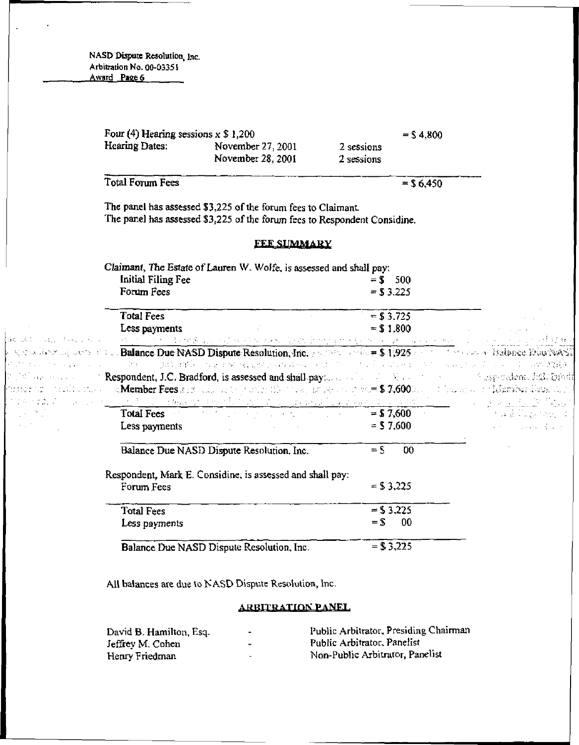NASD Dispute Resolution, Inc.
Arbitration No. 00-03351
Award Page 6

| | | | |
|---|---|---|---|
| Four (4) Hearing sessions x $ 1,200 | | | = $ 4,800 |
| Hearing Dates: | November 27, 2001 | 2 sessions | |
| | November 28, 2001 | 2 sessions | |
| Total Forum Fees | | | = $ 6,450 |

The panel has assessed $3,225 of the forum fees to Claimant.
The panel has assessed $3,225 of the forum fees to Respondent Considine.

## FEE SUMMARY

Claimant, The Estate of Lauren W. Wolfe, is assessed and shall pay:

| | |
|---|---|
| Initial Filing Fee | = $ 500 |
| Forum Fees | = $ 3,225 |
| Total Fees | = $ 3,725 |
| Less payments | = $ 1,800 |
| **Balance Due NASD Dispute Resolution, Inc.** | **= $ 1,925** |

Respondent, J.C. Bradford, is assessed and shall pay:

| | |
|---|---|
| Member Fees | = $ 7,600 |
| Total Fees | = $ 7,600 |
| Less payments | = $ 7,600 |
| Balance Due NASD Dispute Resolution, Inc. | = $ 00 |

Respondent, Mark E. Considine, is assessed and shall pay:

| | |
|---|---|
| Forum Fees | = $ 3,225 |
| Total Fees | = $ 3,225 |
| Less payments | = $ 00 |
| Balance Due NASD Dispute Resolution, Inc. | = $ 3,225 |

All balances are due to NASD Dispute Resolution, Inc.

## ARBITRATION PANEL

| | | |
|---|---|---|
| David B. Hamilton, Esq. | - | Public Arbitrator, Presiding Chairman |
| Jeffrey M. Cohen | - | Public Arbitrator, Panelist |
| Henry Friedman | - | Non-Public Arbitrator, Panelist |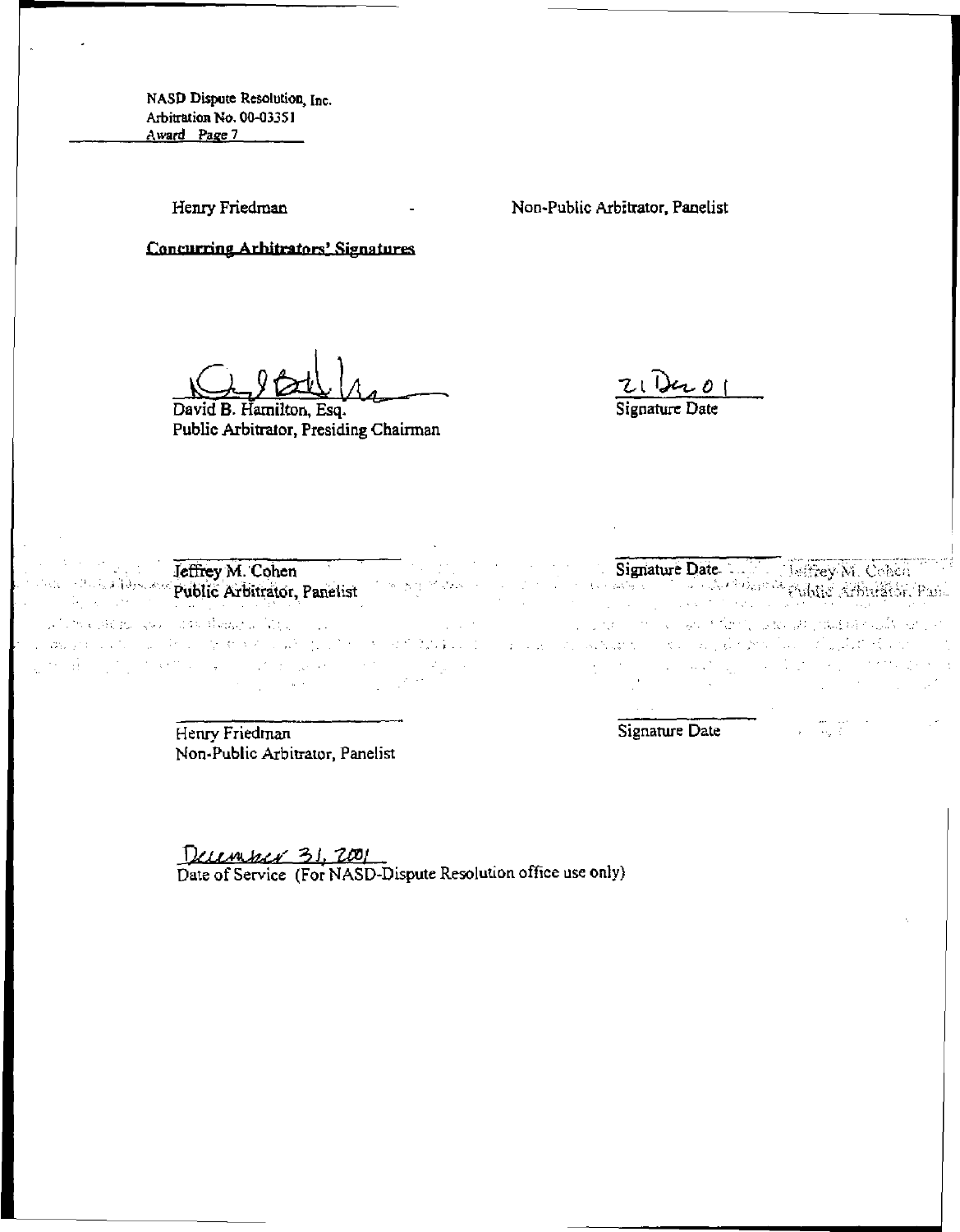NASD Dispute Resolution, Inc.
Arbitration No. 00-03351
Award Page 7

Henry Friedman - Non-Public Arbitrator, Panelist

Concurring Arbitrators' Signatures

David B. Hamilton, Esq.
Public Arbitrator, Presiding Chairman

21 Dec 01
Signature Date

Jeffrey M. Cohen
Public Arbitrator, Panelist

Signature Date

Henry Friedman
Non-Public Arbitrator, Panelist

Signature Date

December 31, 2001
Date of Service (For NASD-Dispute Resolution office use only)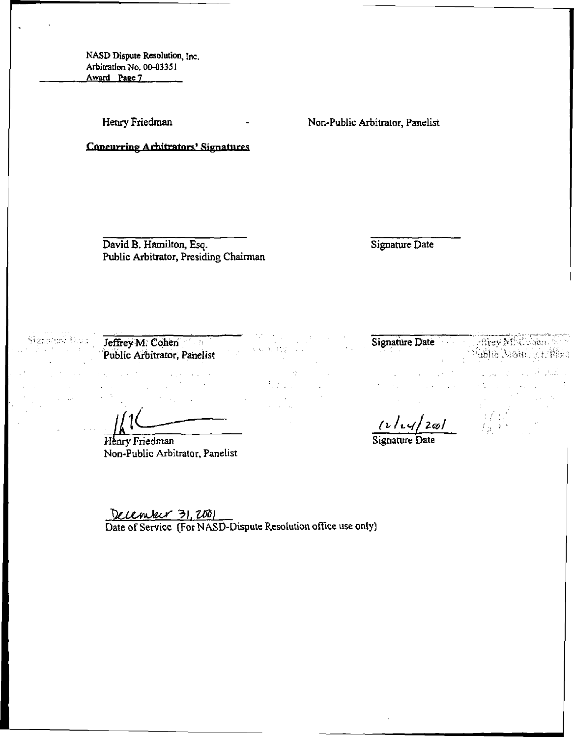NASD Dispute Resolution, Inc.
Arbitration No. 00-03351
Award Page 7

Henry Friedman - Non-Public Arbitrator, Panelist

**Concurring Arbitrators' Signatures**

David B. Hamilton, Esq.
Public Arbitrator, Presiding Chairman

Signature Date

Jeffrey M. Cohen
Public Arbitrator, Panelist

Signature Date

Henry Friedman
Non-Public Arbitrator, Panelist

12/24/2001
Signature Date

December 31, 2001
Date of Service (For NASD-Dispute Resolution office use only)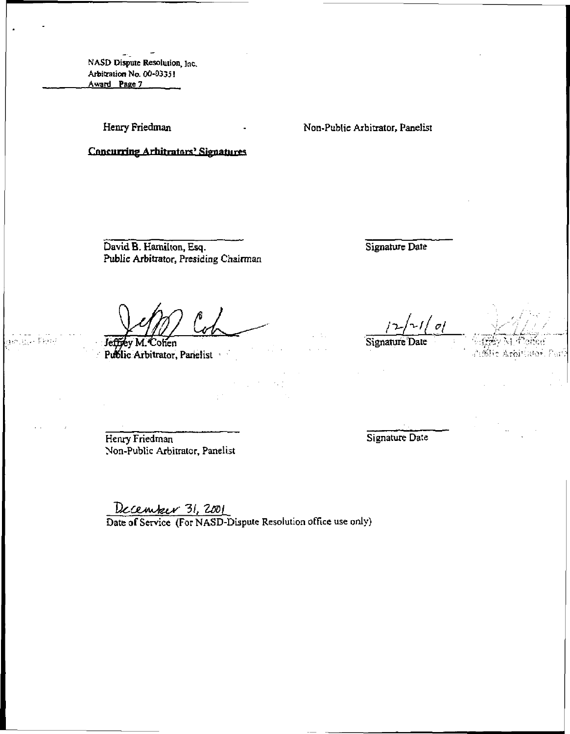Henry Friedman - Non-Public Arbitrator, Panelist

**Concurring Arbitrators' Signatures**

David B. Hamilton, Esq.
Public Arbitrator, Presiding Chairman

Signature Date

Jeffrey M. Cohen
Public Arbitrator, Panelist

12/21/01
Signature Date

Henry Friedman
Non-Public Arbitrator, Panelist

Signature Date

December 31, 2001
Date of Service (For NASD-Dispute Resolution office use only)